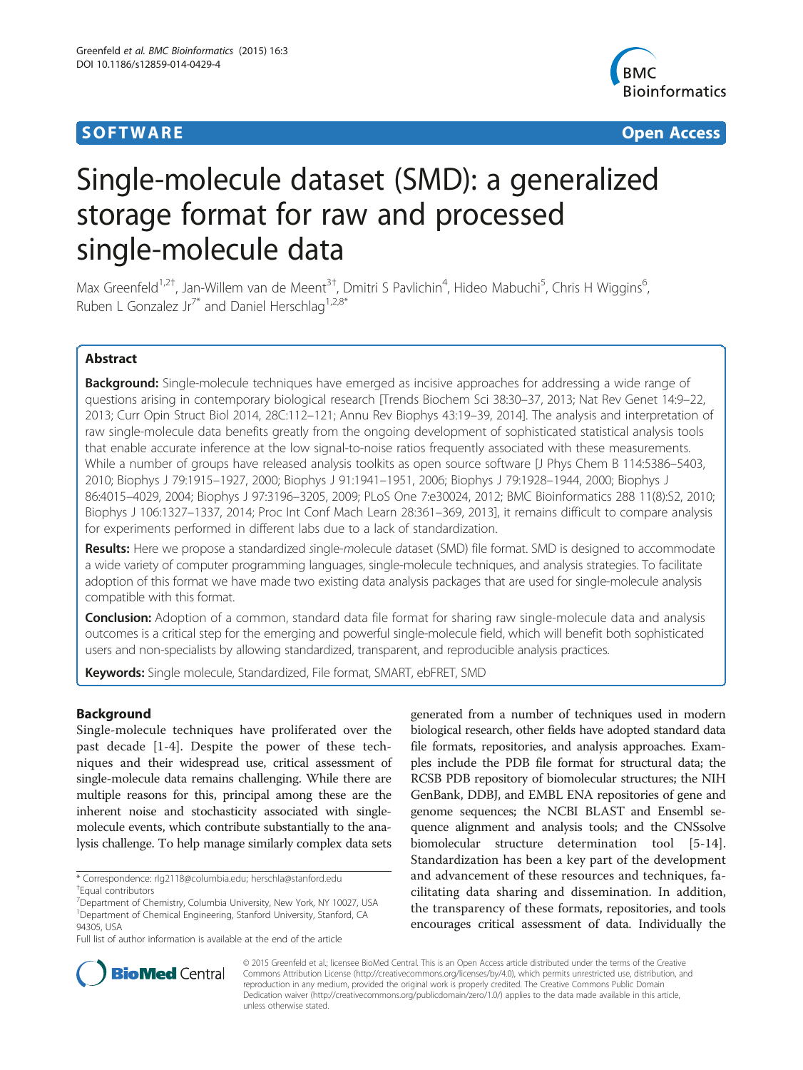SOFTWARE Open Access

# Single-molecule dataset (SMD): a generalized storage format for raw and processed single-molecule data

Max Greenfeld[1,2†], Jan-Willem van de Meent[3†], Dmitri S Pavlichin[4], Hideo Mabuchi[5], Chris H Wiggins[6], Ruben L Gonzalez Jr[7*] and Daniel Herschlag[1,2,8*]

## Abstract

**Background:** Single-molecule techniques have emerged as incisive approaches for addressing a wide range of questions arising in contemporary biological research [Trends Biochem Sci 38:30–37, 2013; Nat Rev Genet 14:9–22, 2013; Curr Opin Struct Biol 2014, 28C:112–121; Annu Rev Biophys 43:19–39, 2014]. The analysis and interpretation of raw single-molecule data benefits greatly from the ongoing development of sophisticated statistical analysis tools that enable accurate inference at the low signal-to-noise ratios frequently associated with these measurements. While a number of groups have released analysis toolkits as open source software [J Phys Chem B 114:5386–5403, 2010; Biophys J 79:1915–1927, 2000; Biophys J 91:1941–1951, 2006; Biophys J 79:1928–1944, 2000; Biophys J 86:4015–4029, 2004; Biophys J 97:3196–3205, 2009; PLoS One 7:e30024, 2012; BMC Bioinformatics 288 11(8):S2, 2010; Biophys J 106:1327–1337, 2014; Proc Int Conf Mach Learn 28:361–369, 2013], it remains difficult to compare analysis for experiments performed in different labs due to a lack of standardization.

**Results:** Here we propose a standardized *s*ingle-*m*olecule *d*ataset (SMD) file format. SMD is designed to accommodate a wide variety of computer programming languages, single-molecule techniques, and analysis strategies. To facilitate adoption of this format we have made two existing data analysis packages that are used for single-molecule analysis compatible with this format.

**Conclusion:** Adoption of a common, standard data file format for sharing raw single-molecule data and analysis outcomes is a critical step for the emerging and powerful single-molecule field, which will benefit both sophisticated users and non-specialists by allowing standardized, transparent, and reproducible analysis practices.

**Keywords:** Single molecule, Standardized, File format, SMART, ebFRET, SMD

## Background

Single-molecule techniques have proliferated over the past decade [1-4]. Despite the power of these techniques and their widespread use, critical assessment of single-molecule data remains challenging. While there are multiple reasons for this, principal among these are the inherent noise and stochasticity associated with single-molecule events, which contribute substantially to the analysis challenge. To help manage similarly complex data sets generated from a number of techniques used in modern biological research, other fields have adopted standard data file formats, repositories, and analysis approaches. Examples include the PDB file format for structural data; the RCSB PDB repository of biomolecular structures; the NIH GenBank, DDBJ, and EMBL ENA repositories of gene and genome sequences; the NCBI BLAST and Ensembl sequence alignment and analysis tools; and the CNSsolve biomolecular structure determination tool [5-14]. Standardization has been a key part of the development and advancement of these resources and techniques, facilitating data sharing and dissemination. In addition, the transparency of these formats, repositories, and tools encourages critical assessment of data. Individually the

\* Correspondence: rlg2118@columbia.edu; herschla@stanford.edu
†Equal contributors
[7]Department of Chemistry, Columbia University, New York, NY 10027, USA
[1]Department of Chemical Engineering, Stanford University, Stanford, CA 94305, USA
Full list of author information is available at the end of the article

© 2015 Greenfeld et al.; licensee BioMed Central. This is an Open Access article distributed under the terms of the Creative Commons Attribution License (http://creativecommons.org/licenses/by/4.0), which permits unrestricted use, distribution, and reproduction in any medium, provided the original work is properly credited. The Creative Commons Public Domain Dedication waiver (http://creativecommons.org/publicdomain/zero/1.0/) applies to the data made available in this article, unless otherwise stated.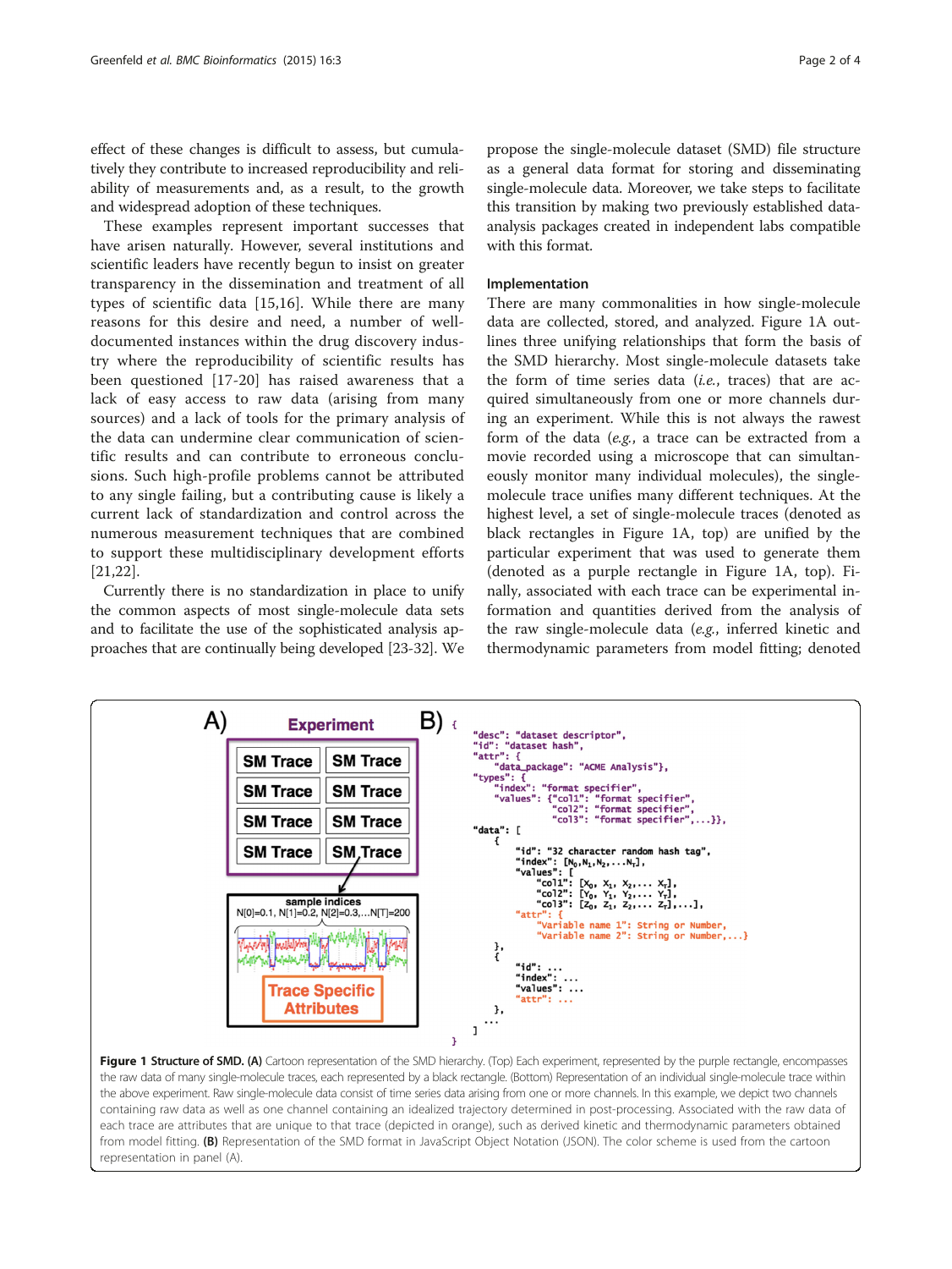effect of these changes is difficult to assess, but cumulatively they contribute to increased reproducibility and reliability of measurements and, as a result, to the growth and widespread adoption of these techniques.

These examples represent important successes that have arisen naturally. However, several institutions and scientific leaders have recently begun to insist on greater transparency in the dissemination and treatment of all types of scientific data [15,16]. While there are many reasons for this desire and need, a number of well-documented instances within the drug discovery industry where the reproducibility of scientific results has been questioned [17-20] has raised awareness that a lack of easy access to raw data (arising from many sources) and a lack of tools for the primary analysis of the data can undermine clear communication of scientific results and can contribute to erroneous conclusions. Such high-profile problems cannot be attributed to any single failing, but a contributing cause is likely a current lack of standardization and control across the numerous measurement techniques that are combined to support these multidisciplinary development efforts [21,22].

Currently there is no standardization in place to unify the common aspects of most single-molecule data sets and to facilitate the use of the sophisticated analysis approaches that are continually being developed [23-32]. We propose the single-molecule dataset (SMD) file structure as a general data format for storing and disseminating single-molecule data. Moreover, we take steps to facilitate this transition by making two previously established data-analysis packages created in independent labs compatible with this format.

## Implementation

There are many commonalities in how single-molecule data are collected, stored, and analyzed. Figure 1A outlines three unifying relationships that form the basis of the SMD hierarchy. Most single-molecule datasets take the form of time series data (*i.e.*, traces) that are acquired simultaneously from one or more channels during an experiment. While this is not always the rawest form of the data (*e.g.*, a trace can be extracted from a movie recorded using a microscope that can simultaneously monitor many individual molecules), the single-molecule trace unifies many different techniques. At the highest level, a set of single-molecule traces (denoted as black rectangles in Figure 1A, top) are unified by the particular experiment that was used to generate them (denoted as a purple rectangle in Figure 1A, top). Finally, associated with each trace can be experimental information and quantities derived from the analysis of the raw single-molecule data (*e.g.*, inferred kinetic and thermodynamic parameters from model fitting; denoted

**Figure 1 Structure of SMD. (A)** Cartoon representation of the SMD hierarchy. (Top) Each experiment, represented by the purple rectangle, encompasses the raw data of many single-molecule traces, each represented by a black rectangle. (Bottom) Representation of an individual single-molecule trace within the above experiment. Raw single-molecule data consist of time series data arising from one or more channels. In this example, we depict two channels containing raw data as well as one channel containing an idealized trajectory determined in post-processing. Associated with the raw data of each trace are attributes that are unique to that trace (depicted in orange), such as derived kinetic and thermodynamic parameters obtained from model fitting. **(B)** Representation of the SMD format in JavaScript Object Notation (JSON). The color scheme is used from the cartoon representation in panel (A).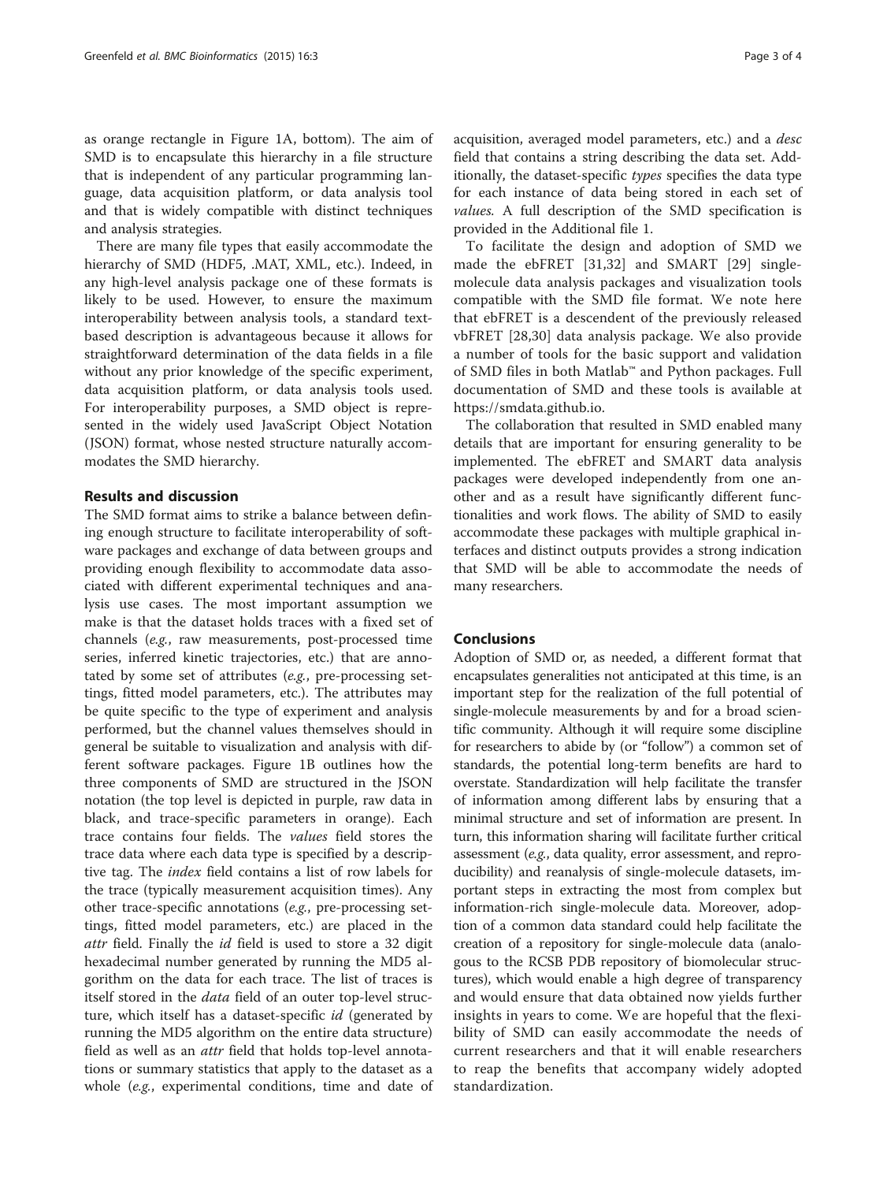as orange rectangle in Figure 1A, bottom). The aim of SMD is to encapsulate this hierarchy in a file structure that is independent of any particular programming language, data acquisition platform, or data analysis tool and that is widely compatible with distinct techniques and analysis strategies.

There are many file types that easily accommodate the hierarchy of SMD (HDF5, .MAT, XML, etc.). Indeed, in any high-level analysis package one of these formats is likely to be used. However, to ensure the maximum interoperability between analysis tools, a standard text-based description is advantageous because it allows for straightforward determination of the data fields in a file without any prior knowledge of the specific experiment, data acquisition platform, or data analysis tools used. For interoperability purposes, a SMD object is represented in the widely used JavaScript Object Notation (JSON) format, whose nested structure naturally accommodates the SMD hierarchy.

## Results and discussion

The SMD format aims to strike a balance between defining enough structure to facilitate interoperability of software packages and exchange of data between groups and providing enough flexibility to accommodate data associated with different experimental techniques and analysis use cases. The most important assumption we make is that the dataset holds traces with a fixed set of channels (*e.g.*, raw measurements, post-processed time series, inferred kinetic trajectories, etc.) that are annotated by some set of attributes (*e.g.*, pre-processing settings, fitted model parameters, etc.). The attributes may be quite specific to the type of experiment and analysis performed, but the channel values themselves should in general be suitable to visualization and analysis with different software packages. Figure 1B outlines how the three components of SMD are structured in the JSON notation (the top level is depicted in purple, raw data in black, and trace-specific parameters in orange). Each trace contains four fields. The *values* field stores the trace data where each data type is specified by a descriptive tag. The *index* field contains a list of row labels for the trace (typically measurement acquisition times). Any other trace-specific annotations (*e.g.*, pre-processing settings, fitted model parameters, etc.) are placed in the *attr* field. Finally the *id* field is used to store a 32 digit hexadecimal number generated by running the MD5 algorithm on the data for each trace. The list of traces is itself stored in the *data* field of an outer top-level structure, which itself has a dataset-specific *id* (generated by running the MD5 algorithm on the entire data structure) field as well as an *attr* field that holds top-level annotations or summary statistics that apply to the dataset as a whole (*e.g.*, experimental conditions, time and date of acquisition, averaged model parameters, etc.) and a *desc* field that contains a string describing the data set. Additionally, the dataset-specific *types* specifies the data type for each instance of data being stored in each set of *values*. A full description of the SMD specification is provided in the Additional file 1.

To facilitate the design and adoption of SMD we made the ebFRET [31,32] and SMART [29] single-molecule data analysis packages and visualization tools compatible with the SMD file format. We note here that ebFRET is a descendent of the previously released vbFRET [28,30] data analysis package. We also provide a number of tools for the basic support and validation of SMD files in both Matlab™ and Python packages. Full documentation of SMD and these tools is available at https://smdata.github.io.

The collaboration that resulted in SMD enabled many details that are important for ensuring generality to be implemented. The ebFRET and SMART data analysis packages were developed independently from one another and as a result have significantly different functionalities and work flows. The ability of SMD to easily accommodate these packages with multiple graphical interfaces and distinct outputs provides a strong indication that SMD will be able to accommodate the needs of many researchers.

## Conclusions

Adoption of SMD or, as needed, a different format that encapsulates generalities not anticipated at this time, is an important step for the realization of the full potential of single-molecule measurements by and for a broad scientific community. Although it will require some discipline for researchers to abide by (or "follow") a common set of standards, the potential long-term benefits are hard to overstate. Standardization will help facilitate the transfer of information among different labs by ensuring that a minimal structure and set of information are present. In turn, this information sharing will facilitate further critical assessment (*e.g.*, data quality, error assessment, and reproducibility) and reanalysis of single-molecule datasets, important steps in extracting the most from complex but information-rich single-molecule data. Moreover, adoption of a common data standard could help facilitate the creation of a repository for single-molecule data (analogous to the RCSB PDB repository of biomolecular structures), which would enable a high degree of transparency and would ensure that data obtained now yields further insights in years to come. We are hopeful that the flexibility of SMD can easily accommodate the needs of current researchers and that it will enable researchers to reap the benefits that accompany widely adopted standardization.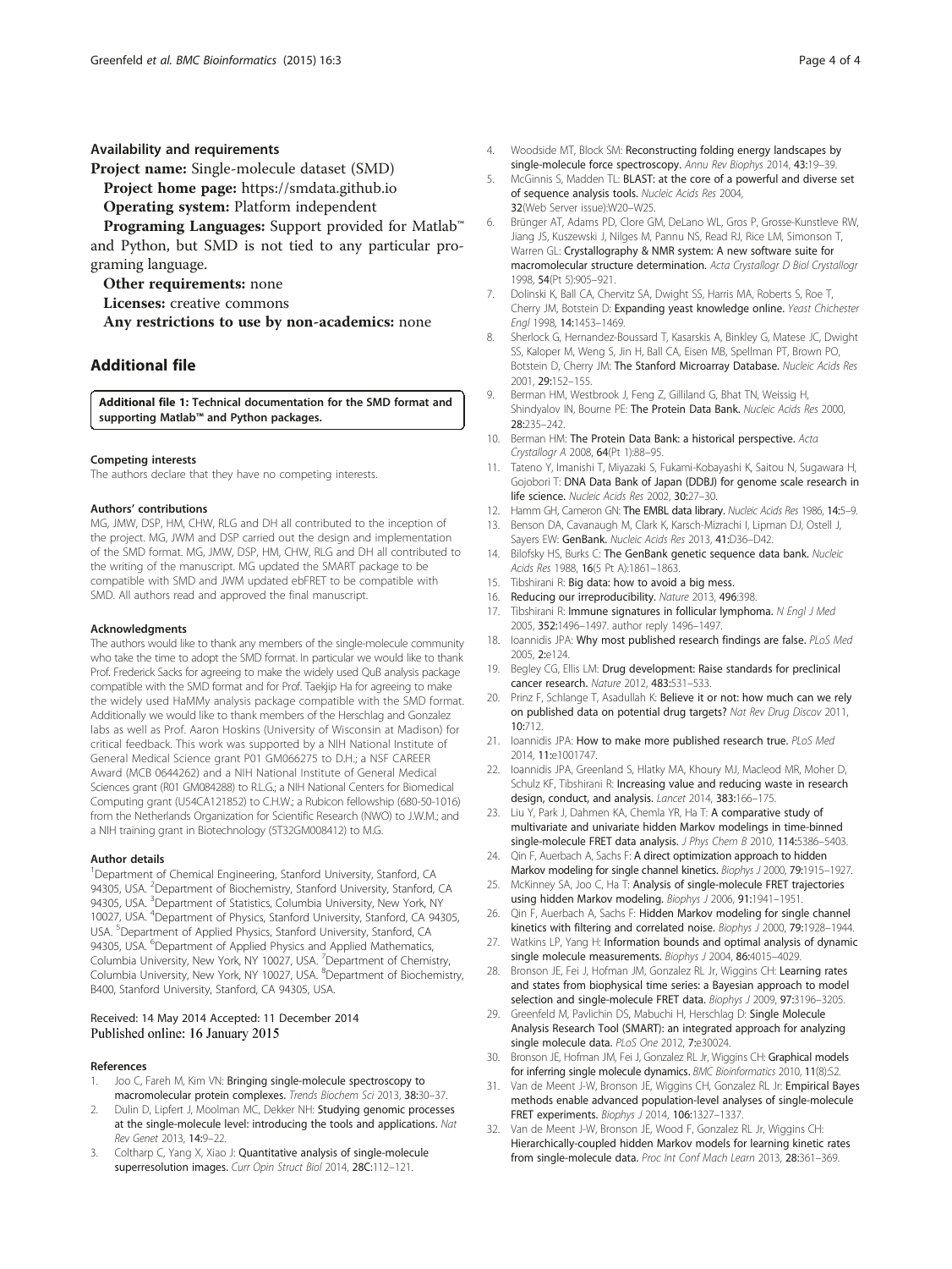## Availability and requirements

**Project name:** Single-molecule dataset (SMD)

**Project home page:** https://smdata.github.io

**Operating system:** Platform independent

**Programing Languages:** Support provided for Matlab™ and Python, but SMD is not tied to any particular programing language.

**Other requirements:** none

**Licenses:** creative commons

**Any restrictions to use by non-academics:** none

## Additional file

**Additional file 1: Technical documentation for the SMD format and supporting Matlab™ and Python packages.**

#### Competing interests

The authors declare that they have no competing interests.

#### Authors' contributions

MG, JMW, DSP, HM, CHW, RLG and DH all contributed to the inception of the project. MG, JWM and DSP carried out the design and implementation of the SMD format. MG, JMW, DSP, HM, CHW, RLG and DH all contributed to the writing of the manuscript. MG updated the SMART package to be compatible with SMD and JWM updated ebFRET to be compatible with SMD. All authors read and approved the final manuscript.

#### Acknowledgments

The authors would like to thank any members of the single-molecule community who take the time to adopt the SMD format. In particular we would like to thank Prof. Frederick Sacks for agreeing to make the widely used QuB analysis package compatible with the SMD format and for Prof. Taekjip Ha for agreeing to make the widely used HaMMy analysis package compatible with the SMD format. Additionally we would like to thank members of the Herschlag and Gonzalez labs as well as Prof. Aaron Hoskins (University of Wisconsin at Madison) for critical feedback. This work was supported by a NIH National Institute of General Medical Science grant P01 GM066275 to D.H.; a NSF CAREER Award (MCB 0644262) and a NIH National Institute of General Medical Sciences grant (R01 GM084288) to R.L.G.; a NIH National Centers for Biomedical Computing grant (U54CA121852) to C.H.W.; a Rubicon fellowship (680-50-1016) from the Netherlands Organization for Scientific Research (NWO) to J.W.M.; and a NIH training grant in Biotechnology (5T32GM008412) to M.G.

#### Author details

[1]Department of Chemical Engineering, Stanford University, Stanford, CA 94305, USA. [2]Department of Biochemistry, Stanford University, Stanford, CA 94305, USA. [3]Department of Statistics, Columbia University, New York, NY 10027, USA. [4]Department of Physics, Stanford University, Stanford, CA 94305, USA. [5]Department of Applied Physics, Stanford University, Stanford, CA 94305, USA. [6]Department of Applied Physics and Applied Mathematics, Columbia University, New York, NY 10027, USA. [7]Department of Chemistry, Columbia University, New York, NY 10027, USA. [8]Department of Biochemistry, B400, Stanford University, Stanford, CA 94305, USA.

Received: 14 May 2014 Accepted: 11 December 2014
Published online: 16 January 2015

#### References

1. Joo C, Fareh M, Kim VN: **Bringing single-molecule spectroscopy to macromolecular protein complexes.** *Trends Biochem Sci* 2013, **38**:30–37.
2. Dulin D, Lipfert J, Moolman MC, Dekker NH: **Studying genomic processes at the single-molecule level: introducing the tools and applications.** *Nat Rev Genet* 2013, **14**:9–22.
3. Coltharp C, Yang X, Xiao J: **Quantitative analysis of single-molecule superresolution images.** *Curr Opin Struct Biol* 2014, **28C**:112–121.
4. Woodside MT, Block SM: **Reconstructing folding energy landscapes by single-molecule force spectroscopy.** *Annu Rev Biophys* 2014, **43**:19–39.
5. McGinnis S, Madden TL: **BLAST: at the core of a powerful and diverse set of sequence analysis tools.** *Nucleic Acids Res* 2004, **32**(Web Server issue):W20–W25.
6. Brünger AT, Adams PD, Clore GM, DeLano WL, Gros P, Grosse-Kunstleve RW, Jiang JS, Kuszewski J, Nilges M, Pannu NS, Read RJ, Rice LM, Simonson T, Warren GL: **Crystallography & NMR system: A new software suite for macromolecular structure determination.** *Acta Crystallogr D Biol Crystallogr* 1998, **54**(Pt 5):905–921.
7. Dolinski K, Ball CA, Chervitz SA, Dwight SS, Harris MA, Roberts S, Roe T, Cherry JM, Botstein D: **Expanding yeast knowledge online.** *Yeast Chichester Engl* 1998, **14**:1453–1469.
8. Sherlock G, Hernandez-Boussard T, Kasarskis A, Binkley G, Matese JC, Dwight SS, Kaloper M, Weng S, Jin H, Ball CA, Eisen MB, Spellman PT, Brown PO, Botstein D, Cherry JM: **The Stanford Microarray Database.** *Nucleic Acids Res* 2001, **29**:152–155.
9. Berman HM, Westbrook J, Feng Z, Gilliland G, Bhat TN, Weissig H, Shindyalov IN, Bourne PE: **The Protein Data Bank.** *Nucleic Acids Res* 2000, **28**:235–242.
10. Berman HM: **The Protein Data Bank: a historical perspective.** *Acta Crystallogr A* 2008, **64**(Pt 1):88–95.
11. Tateno Y, Imanishi T, Miyazaki S, Fukami-Kobayashi K, Saitou N, Sugawara H, Gojobori T: **DNA Data Bank of Japan (DDBJ) for genome scale research in life science.** *Nucleic Acids Res* 2002, **30**:27–30.
12. Hamm GH, Cameron GN: **The EMBL data library.** *Nucleic Acids Res* 1986, **14**:5–9.
13. Benson DA, Cavanaugh M, Clark K, Karsch-Mizrachi I, Lipman DJ, Ostell J, Sayers EW: **GenBank.** *Nucleic Acids Res* 2013, **41**:D36–D42.
14. Bilofsky HS, Burks C: **The GenBank genetic sequence data bank.** *Nucleic Acids Res* 1988, **16**(5 Pt A):1861–1863.
15. Tibshirani R: **Big data: how to avoid a big mess.**
16. **Reducing our irreproducibility.** *Nature* 2013, **496**:398.
17. Tibshirani R: **Immune signatures in follicular lymphoma.** *N Engl J Med* 2005, **352**:1496–1497. author reply 1496–1497.
18. Ioannidis JPA: **Why most published research findings are false.** *PLoS Med* 2005, **2**:e124.
19. Begley CG, Ellis LM: **Drug development: Raise standards for preclinical cancer research.** *Nature* 2012, **483**:531–533.
20. Prinz F, Schlange T, Asadullah K: **Believe it or not: how much can we rely on published data on potential drug targets?** *Nat Rev Drug Discov* 2011, **10**:712.
21. Ioannidis JPA: **How to make more published research true.** *PLoS Med* 2014, **11**:e1001747.
22. Ioannidis JPA, Greenland S, Hlatky MA, Khoury MJ, Macleod MR, Moher D, Schulz KF, Tibshirani R: **Increasing value and reducing waste in research design, conduct, and analysis.** *Lancet* 2014, **383**:166–175.
23. Liu Y, Park J, Dahmen KA, Chemla YR, Ha T: **A comparative study of multivariate and univariate hidden Markov modelings in time-binned single-molecule FRET data analysis.** *J Phys Chem B* 2010, **114**:5386–5403.
24. Qin F, Auerbach A, Sachs F: **A direct optimization approach to hidden Markov modeling for single channel kinetics.** *Biophys J* 2000, **79**:1915–1927.
25. McKinney SA, Joo C, Ha T: **Analysis of single-molecule FRET trajectories using hidden Markov modeling.** *Biophys J* 2006, **91**:1941–1951.
26. Qin F, Auerbach A, Sachs F: **Hidden Markov modeling for single channel kinetics with filtering and correlated noise.** *Biophys J* 2000, **79**:1928–1944.
27. Watkins LP, Yang H: **Information bounds and optimal analysis of dynamic single molecule measurements.** *Biophys J* 2004, **86**:4015–4029.
28. Bronson JE, Fei J, Hofman JM, Gonzalez RL Jr, Wiggins CH: **Learning rates and states from biophysical time series: a Bayesian approach to model selection and single-molecule FRET data.** *Biophys J* 2009, **97**:3196–3205.
29. Greenfeld M, Pavlichin DS, Mabuchi H, Herschlag D: **Single Molecule Analysis Research Tool (SMART): an integrated approach for analyzing single molecule data.** *PLoS One* 2012, **7**:e30024.
30. Bronson JE, Hofman JM, Fei J, Gonzalez RL Jr, Wiggins CH: **Graphical models for inferring single molecule dynamics.** *BMC Bioinformatics* 2010, **11**(8):S2.
31. Van de Meent J-W, Bronson JE, Wiggins CH, Gonzalez RL Jr: **Empirical Bayes methods enable advanced population-level analyses of single-molecule FRET experiments.** *Biophys J* 2014, **106**:1327–1337.
32. Van de Meent J-W, Bronson JE, Wood F, Gonzalez RL Jr, Wiggins CH: **Hierarchically-coupled hidden Markov models for learning kinetic rates from single-molecule data.** *Proc Int Conf Mach Learn* 2013, **28**:361–369.